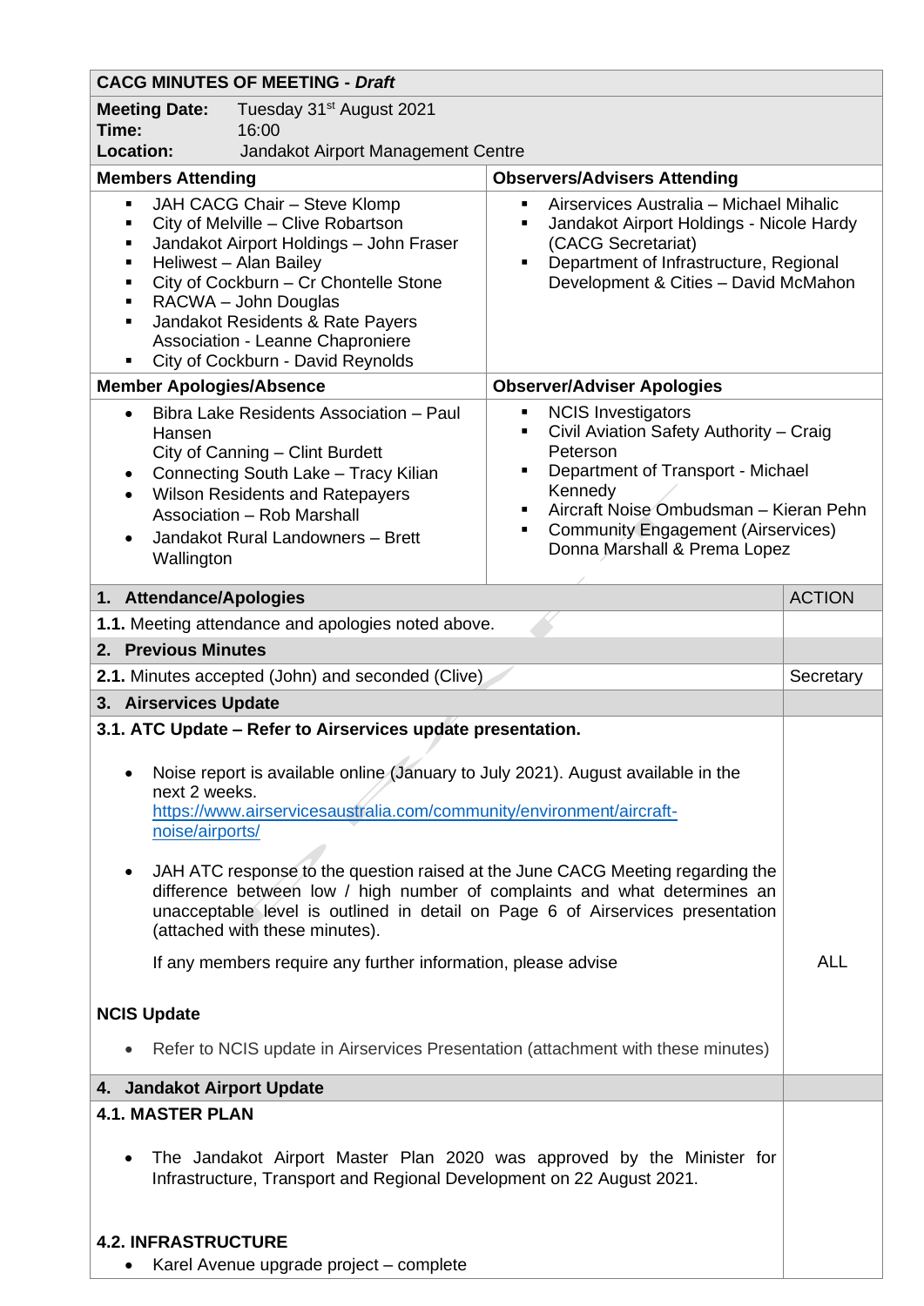# CACG MINUTES OF MEETING - *Draft*

**Meeting Date:** Tuesday 31st August 2021
**Time:** 16:00
**Location:** Jandakot Airport Management Centre

| Members Attending | Observers/Advisers Attending |
|---|---|
| ▪ JAH CACG Chair – Steve Klomp<br>▪ City of Melville – Clive Robartson<br>▪ Jandakot Airport Holdings – John Fraser<br>▪ Heliwest – Alan Bailey<br>▪ City of Cockburn – Cr Chontelle Stone<br>▪ RACWA – John Douglas<br>▪ Jandakot Residents & Rate Payers Association - Leanne Chaproniere<br>▪ City of Cockburn - David Reynolds | ▪ Airservices Australia – Michael Mihalic<br>▪ Jandakot Airport Holdings - Nicole Hardy (CACG Secretariat)<br>▪ Department of Infrastructure, Regional Development & Cities – David McMahon |

| Member Apologies/Absence | Observer/Adviser Apologies |
|---|---|
| • Bibra Lake Residents Association – Paul Hansen<br>City of Canning – Clint Burdett<br>• Connecting South Lake – Tracy Kilian<br>• Wilson Residents and Ratepayers Association – Rob Marshall<br>• Jandakot Rural Landowners – Brett Wallington | ▪ NCIS Investigators<br>▪ Civil Aviation Safety Authority – Craig Peterson<br>▪ Department of Transport - Michael Kennedy<br>▪ Aircraft Noise Ombudsman – Kieran Pehn<br>▪ Community Engagement (Airservices) Donna Marshall & Prema Lopez |

| 1. Attendance/Apologies | ACTION |
|---|---|
| **1.1.** Meeting attendance and apologies noted above. | |
| **2. Previous Minutes** | |
| **2.1.** Minutes accepted (John) and seconded (Clive) | Secretary |
| **3. Airservices Update** | |
| **3.1. ATC Update – Refer to Airservices update presentation.**<br><br>• Noise report is available online (January to July 2021). August available in the next 2 weeks. https://www.airservicesaustralia.com/community/environment/aircraft-noise/airports/<br><br>• JAH ATC response to the question raised at the June CACG Meeting regarding the difference between low / high number of complaints and what determines an unacceptable level is outlined in detail on Page 6 of Airservices presentation (attached with these minutes).<br><br>If any members require any further information, please advise<br><br>**NCIS Update**<br><br>• Refer to NCIS update in Airservices Presentation (attachment with these minutes) | ALL |
| **4. Jandakot Airport Update** | |
| **4.1. MASTER PLAN**<br><br>• The Jandakot Airport Master Plan 2020 was approved by the Minister for Infrastructure, Transport and Regional Development on 22 August 2021.<br><br>**4.2. INFRASTRUCTURE**<br>• Karel Avenue upgrade project – complete | |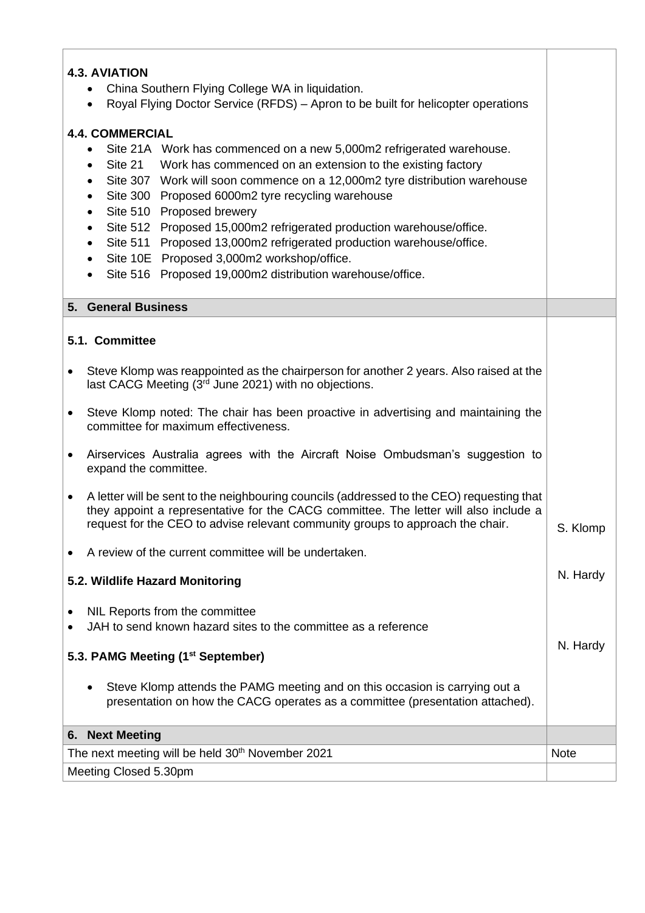| | |
|---|---|
| **4.3. AVIATION**<br>• China Southern Flying College WA in liquidation.<br>• Royal Flying Doctor Service (RFDS) – Apron to be built for helicopter operations<br><br>**4.4. COMMERCIAL**<br>• Site 21A Work has commenced on a new 5,000m2 refrigerated warehouse.<br>• Site 21 Work has commenced on an extension to the existing factory<br>• Site 307 Work will soon commence on a 12,000m2 tyre distribution warehouse<br>• Site 300 Proposed 6000m2 tyre recycling warehouse<br>• Site 510 Proposed brewery<br>• Site 512 Proposed 15,000m2 refrigerated production warehouse/office.<br>• Site 511 Proposed 13,000m2 refrigerated production warehouse/office.<br>• Site 10E Proposed 3,000m2 workshop/office.<br>• Site 516 Proposed 19,000m2 distribution warehouse/office. | |
| **5. General Business** | |
| **5.1. Committee**<br><br>• Steve Klomp was reappointed as the chairperson for another 2 years. Also raised at the last CACG Meeting (3rd June 2021) with no objections.<br><br>• Steve Klomp noted: The chair has been proactive in advertising and maintaining the committee for maximum effectiveness.<br><br>• Airservices Australia agrees with the Aircraft Noise Ombudsman's suggestion to expand the committee.<br><br>• A letter will be sent to the neighbouring councils (addressed to the CEO) requesting that they appoint a representative for the CACG committee. The letter will also include a request for the CEO to advise relevant community groups to approach the chair.<br><br>• A review of the current committee will be undertaken. | S. Klomp |
| **5.2. Wildlife Hazard Monitoring**<br><br>• NIL Reports from the committee<br>• JAH to send known hazard sites to the committee as a reference | N. Hardy |
| **5.3. PAMG Meeting (1st September)**<br><br>• Steve Klomp attends the PAMG meeting and on this occasion is carrying out a presentation on how the CACG operates as a committee (presentation attached). | N. Hardy |
| **6. Next Meeting** | |
| The next meeting will be held 30th November 2021 | Note |
| Meeting Closed 5.30pm | |